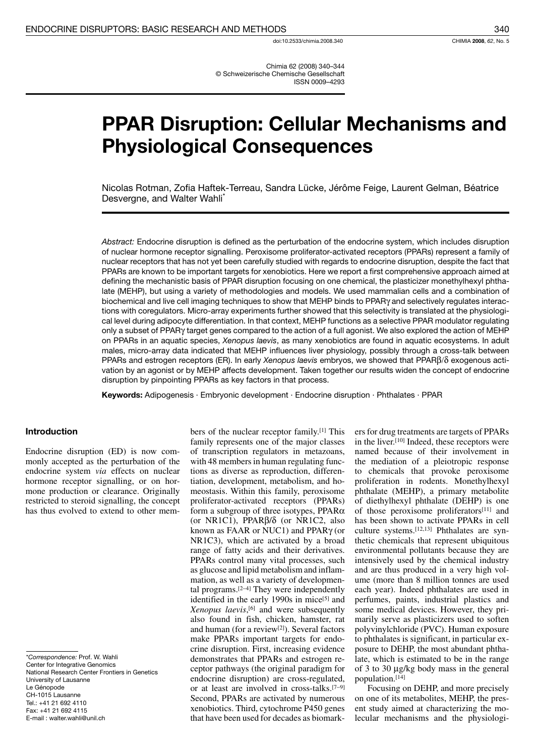# PPAR Disruption: Cellular Mechanisms and Physiological Consequences

Nicolas Rotman, Zofia Haftek-Terreau, Sandra Lücke, Jérôme Feige, Laurent Gelman, Béatrice Desvergne, and Walter Wahli*

*Abstract:* Endocrine disruption is defined as the perturbation of the endocrine system, which includes disruption of nuclear hormone receptor signalling. Peroxisome proliferator-activated receptors (PPARs) represent a family of nuclear receptors that has not yet been carefully studied with regards to endocrine disruption, despite the fact that PPARs are known to be important targets for xenobiotics. Here we report a first comprehensive approach aimed at defining the mechanistic basis of PPAR disruption focusing on one chemical, the plasticizer monethylhexyl phthalate (MEHP), but using a variety of methodologies and models. We used mammalian cells and a combination of biochemical and live cell imaging techniques to show that MEHP binds to PPARγ and selectively regulates interactions with coregulators. Micro-array experiments further showed that this selectivity is translated at the physiological level during adipocyte differentiation. In that context, MEHP functions as a selective PPAR modulator regulating only a subset of PPARγ target genes compared to the action of a full agonist. We also explored the action of MEHP on PPARs in an aquatic species, *Xenopus laevis*, as many xenobiotics are found in aquatic ecosystems. In adult males, micro-array data indicated that MEHP influences liver physiology, possibly through a cross-talk between PPARs and estrogen receptors (ER). In early *Xenopus laevis* embryos, we showed that PPARβ/δ exogenous activation by an agonist or by MEHP affects development. Taken together our results widen the concept of endocrine disruption by pinpointing PPARs as key factors in that process.

**Keywords:** Adipogenesis · Embryonic development · Endocrine disruption · Phthalates · PPAR

## Introduction

Endocrine disruption (ED) is now commonly accepted as the perturbation of the endocrine system *via* effects on nuclear hormone receptor signalling, or on hormone production or clearance. Originally restricted to steroid signalling, the concept has thus evolved to extend to other members of the nuclear receptor family.[1] This family represents one of the major classes of transcription regulators in metazoans, with 48 members in human regulating functions as diverse as reproduction, differentiation, development, metabolism, and homeostasis. Within this family, peroxisome proliferator-activated receptors (PPARs) form a subgroup of three isotypes, PPARα (or NR1C1), PPARβ/δ (or NR1C2, also known as FAAR or NUC1) and PPARγ (or NR1C3), which are activated by a broad range of fatty acids and their derivatives. PPARs control many vital processes, such as glucose and lipid metabolism and inflammation, as well as a variety of developmental programs.[2–4] They were independently identified in the early 1990s in mice[5] and *Xenopus laevis*,[6] and were subsequently also found in fish, chicken, hamster, rat and human (for a review[2]). Several factors make PPARs important targets for endocrine disruption. First, increasing evidence demonstrates that PPARs and estrogen receptor pathways (the original paradigm for endocrine disruption) are cross-regulated, or at least are involved in cross-talks.[7–9] Second, PPARs are activated by numerous xenobiotics. Third, cytochrome P450 genes that have been used for decades as biomarkers for drug treatments are targets of PPARs in the liver.[10] Indeed, these receptors were named because of their involvement in the mediation of a pleiotropic response to chemicals that provoke peroxisome proliferation in rodents. Monethylhexyl phthalate (MEHP), a primary metabolite of diethylhexyl phthalate (DEHP) is one of those peroxisome proliferators[11] and has been shown to activate PPARs in cell culture systems.[12,13] Phthalates are synthetic chemicals that represent ubiquitous environmental pollutants because they are intensively used by the chemical industry and are thus produced in a very high volume (more than 8 million tonnes are used each year). Indeed phthalates are used in perfumes, paints, industrial plastics and some medical devices. However, they primarily serve as plasticizers used to soften polyvinylchloride (PVC). Human exposure to phthalates is significant, in particular exposure to DEHP, the most abundant phthalate, which is estimated to be in the range of 3 to 30 μg/kg body mass in the general population.[14]

Focusing on DEHP, and more precisely on one of its metabolites, MEHP, the present study aimed at characterizing the molecular mechanisms and the physiologi-

*Correspondence: Prof. W. Wahli
Center for Integrative Genomics
National Research Center Frontiers in Genetics
University of Lausanne
Le Génopode
CH-1015 Lausanne
Tel.: +41 21 692 4110
Fax: +41 21 692 4115
E-mail : walter.wahli@unil.ch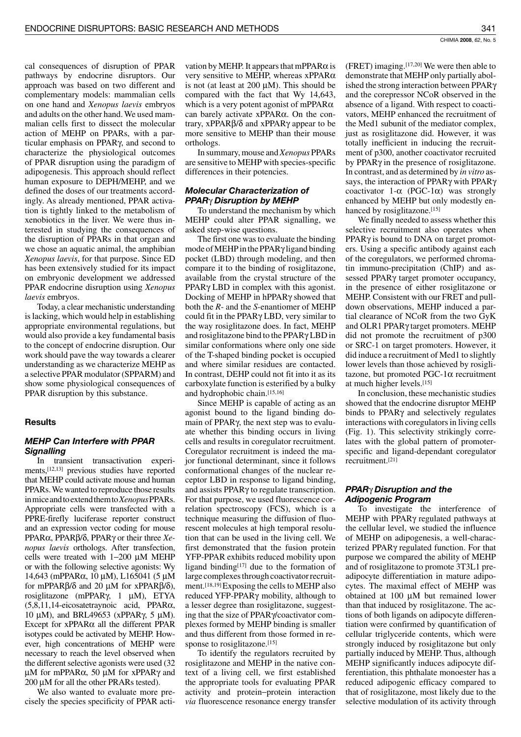cal consequences of disruption of PPAR pathways by endocrine disruptors. Our approach was based on two different and complementary models: mammalian cells on one hand and *Xenopus laevis* embryos and adults on the other hand. We used mammalian cells first to dissect the molecular action of MEHP on PPARs, with a particular emphasis on PPARγ, and second to characterize the physiological outcomes of PPAR disruption using the paradigm of adipogenesis. This approach should reflect human exposure to DEPH/MEHP, and we defined the doses of our treatments accordingly. As already mentioned, PPAR activation is tightly linked to the metabolism of xenobiotics in the liver. We were thus interested in studying the consequences of the disruption of PPARs in that organ and we chose an aquatic animal, the amphibian *Xenopus laevis*, for that purpose. Since ED has been extensively studied for its impact on embryonic development we addressed PPAR endocrine disruption using *Xenopus laevis* embryos.

Today, a clear mechanistic understanding is lacking, which would help in establishing appropriate environmental regulations, but would also provide a key fundamental basis to the concept of endocrine disruption. Our work should pave the way towards a clearer understanding as we characterize MEHP as a selective PPAR modulator (SPPARM) and show some physiological consequences of PPAR disruption by this substance.

## Results

### MEHP Can Interfere with PPAR Signalling

In transient transactivation experiments,[12,13] previous studies have reported that MEHP could activate mouse and human PPARs. We wanted to reproduce those results in mice and to extend them to *Xenopus* PPARs. Appropriate cells were transfected with a PPRE-firefly luciferase reporter construct and an expression vector coding for mouse PPARα, PPARβ/δ, PPARγ or their three *Xenopus laevis* orthologs. After transfection, cells were treated with 1–200 µM MEHP or with the following selective agonists: Wy 14,643 (mPPARα, 10 µM), L165041 (5 µM for mPPARβ/δ and 20 µM for xPPARβ/δ), rosiglitazone (mPPARγ, 1 µM), ETYA (5,8,11,14-eicosatetraynoic acid, PPARα, 10 µM), and BRL49653 (xPPARγ, 5 µM). Except for xPPARα all the different PPAR isotypes could be activated by MEHP. However, high concentrations of MEHP were necessary to reach the level observed when the different selective agonists were used (32 µM for mPPARα, 50 µM for xPPARγ and 200 µM for all the other PRARs tested).

We also wanted to evaluate more precisely the species specificity of PPAR activation by MEHP. It appears that mPPARα is very sensitive to MEHP, whereas xPPARα is not (at least at 200 µM). This should be compared with the fact that Wy 14,643, which is a very potent agonist of mPPARα can barely activate xPPARα. On the contrary, xPPARβ/δ and xPPARγ appear to be more sensitive to MEHP than their mouse orthologs.

In summary, mouse and *Xenopus* PPARs are sensitive to MEHP with species-specific differences in their potencies.

### Molecular Characterization of PPARγ Disruption by MEHP

To understand the mechanism by which MEHP could alter PPAR signalling, we asked step-wise questions.

The first one was to evaluate the binding mode of MEHP in the PPARγ ligand binding pocket (LBD) through modeling, and then compare it to the binding of rosiglitazone, available from the crystal structure of the PPARγ LBD in complex with this agonist. Docking of MEHP in hPPARγ showed that both the *R*- and the *S*-enantiomer of MEHP could fit in the PPARγ LBD, very similar to the way rosiglitazone does. In fact, MEHP and rosiglitazone bind to the PPARγ LBD in similar conformations where only one side of the T-shaped binding pocket is occupied and where similar residues are contacted. In contrast, DEHP could not fit into it as its carboxylate function is esterified by a bulky and hydrophobic chain.[15,16]

Since MEHP is capable of acting as an agonist bound to the ligand binding domain of PPARγ, the next step was to evaluate whether this binding occurs in living cells and results in coregulator recruitment. Coregulator recruitment is indeed the major functional determinant, since it follows conformational changes of the nuclear receptor LBD in response to ligand binding, and assists PPARγ to regulate transcription. For that purpose, we used fluorescence correlation spectroscopy (FCS), which is a technique measuring the diffusion of fluorescent molecules at high temporal resolution that can be used in the living cell. We first demonstrated that the fusion protein YFP-PPAR exhibits reduced mobility upon ligand binding[17] due to the formation of large complexes through coactivator recruitment.[18,19] Exposing the cells to MEHP also reduced YFP-PPARγ mobility, although to a lesser degree than rosiglitazone, suggesting that the size of PPARγ/coactivator complexes formed by MEHP binding is smaller and thus different from those formed in response to rosiglitazone.[15]

To identify the regulators recruited by rosiglitazone and MEHP in the native context of a living cell, we first established the appropriate tools for evaluating PPAR activity and protein–protein interaction *via* fluorescence resonance energy transfer (FRET) imaging.[17,20] We were then able to demonstrate that MEHP only partially abolished the strong interaction between PPARγ and the corepressor NCoR observed in the absence of a ligand. With respect to coactivators, MEHP enhanced the recruitment of the Med1 subunit of the mediator complex, just as rosiglitazone did. However, it was totally inefficient in inducing the recruitment of p300, another coactivator recruited by PPARγ in the presence of rosiglitazone. In contrast, and as determined by *in vitro* assays, the interaction of PPARγ with PPARγ coactivator 1-α (PGC-1α) was strongly enhanced by MEHP but only modestly enhanced by rosiglitazone.[15]

We finally needed to assess whether this selective recruitment also operates when PPARγ is bound to DNA on target promoters. Using a specific antibody against each of the coregulators, we performed chromatin immuno-precipitation (ChIP) and assessed PPARγ target promoter occupancy, in the presence of either rosiglitazone or MEHP. Consistent with our FRET and pull-down observations, MEHP induced a partial clearance of NCoR from the two GyK and OLR1 PPARγ target promoters. MEHP did not promote the recruitment of p300 or SRC-1 on target promoters. However, it did induce a recruitment of Med1 to slightly lower levels than those achieved by rosiglitazone, but promoted PGC-1α recruitment at much higher levels.[15]

In conclusion, these mechanistic studies showed that the endocrine disruptor MEHP binds to PPARγ and selectively regulates interactions with coregulators in living cells (Fig. 1). This selectivity strikingly correlates with the global pattern of promoter-specific and ligand-dependant coregulator recruitment.[21]

### PPARγ Disruption and the Adipogenic Program

To investigate the interference of MEHP with PPARγ regulated pathways at the cellular level, we studied the influence of MEHP on adipogenesis, a well-characterized PPARγ regulated function. For that purpose we compared the ability of MEHP and of rosiglitazone to promote 3T3L1 preadipocyte differentiation in mature adipocytes. The maximal effect of MEHP was obtained at 100 µM but remained lower than that induced by rosiglitazone. The actions of both ligands on adipocyte differentiation were confirmed by quantification of cellular triglyceride contents, which were strongly induced by rosiglitazone but only partially induced by MEHP. Thus, although MEHP significantly induces adipocyte differentiation, this phthalate monoester has a reduced adipogenic efficacy compared to that of rosiglitazone, most likely due to the selective modulation of its activity through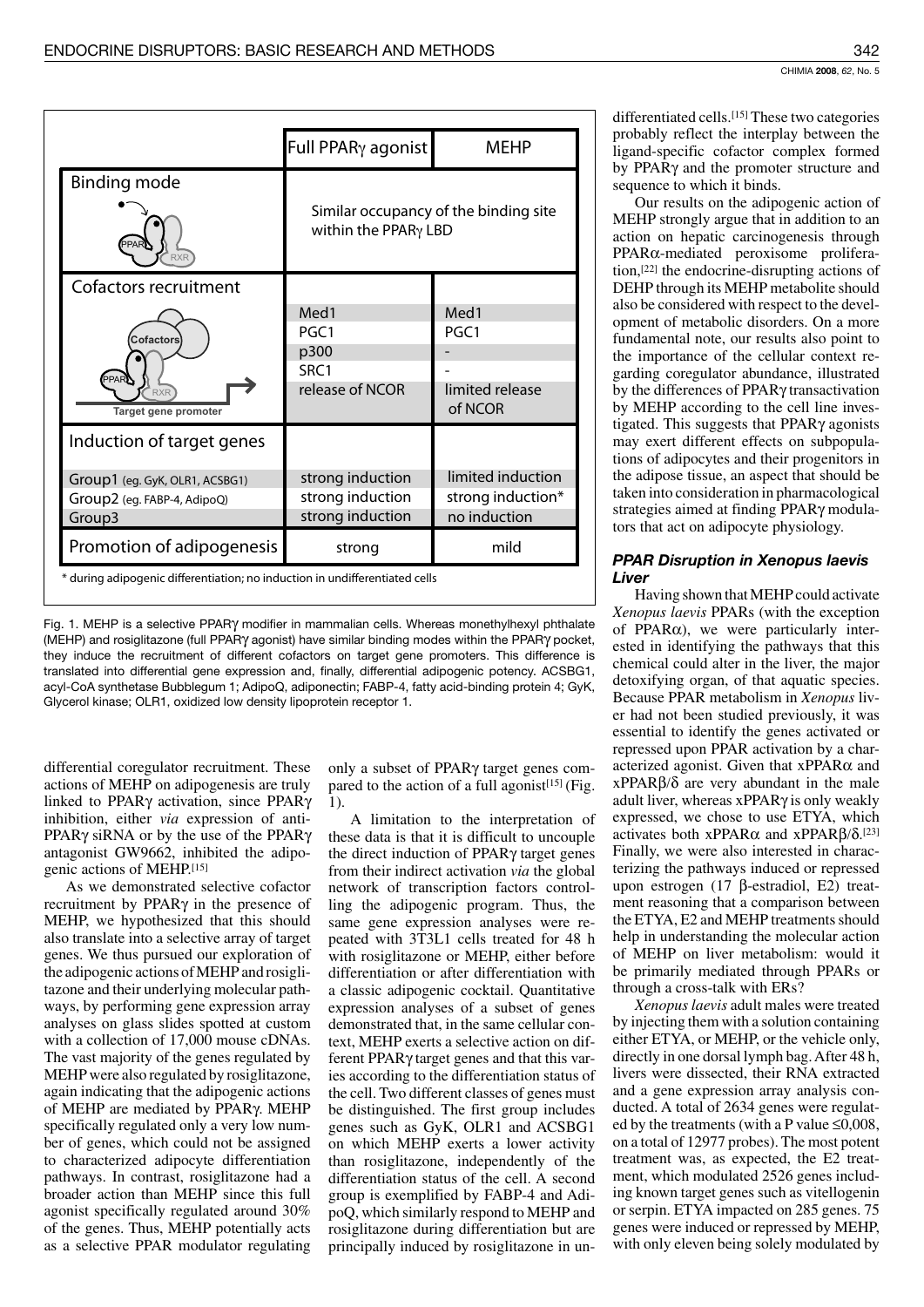| | Full PPARγ agonist | MEHP |
|---|---|---|
| Binding mode | Similar occupancy of the binding site within the PPARγ LBD | |
| Cofactors recruitment | Med1 | Med1 |
| | PGC1 | PGC1 |
| | p300 | - |
| | SRC1 | - |
| | release of NCOR | limited release of NCOR |
| Induction of target genes | | |
| Group1 (eg. GyK, OLR1, ACSBG1) | strong induction | limited induction |
| Group2 (eg. FABP-4, AdipoQ) | strong induction | strong induction* |
| Group3 | strong induction | no induction |
| Promotion of adipogenesis | strong | mild |

\* during adipogenic differentiation; no induction in undifferentiated cells

Fig. 1. MEHP is a selective PPARγ modifier in mammalian cells. Whereas monethylhexyl phthalate (MEHP) and rosiglitazone (full PPARγ agonist) have similar binding modes within the PPARγ pocket, they induce the recruitment of different cofactors on target gene promoters. This difference is translated into differential gene expression and, finally, differential adipogenic potency. ACSBG1, acyl-CoA synthetase Bubblegum 1; AdipoQ, adiponectin; FABP-4, fatty acid-binding protein 4; GyK, Glycerol kinase; OLR1, oxidized low density lipoprotein receptor 1.

differential coregulator recruitment. These actions of MEHP on adipogenesis are truly linked to PPARγ activation, since PPARγ inhibition, either *via* expression of anti-PPARγ siRNA or by the use of the PPARγ antagonist GW9662, inhibited the adipogenic actions of MEHP.[15]

As we demonstrated selective cofactor recruitment by PPARγ in the presence of MEHP, we hypothesized that this should also translate into a selective array of target genes. We thus pursued our exploration of the adipogenic actions of MEHP and rosiglitazone and their underlying molecular pathways, by performing gene expression array analyses on glass slides spotted at custom with a collection of 17,000 mouse cDNAs. The vast majority of the genes regulated by MEHP were also regulated by rosiglitazone, again indicating that the adipogenic actions of MEHP are mediated by PPARγ. MEHP specifically regulated only a very low number of genes, which could not be assigned to characterized adipocyte differentiation pathways. In contrast, rosiglitazone had a broader action than MEHP since this full agonist specifically regulated around 30% of the genes. Thus, MEHP potentially acts as a selective PPAR modulator regulating only a subset of PPARγ target genes compared to the action of a full agonist[15] (Fig. 1).

A limitation to the interpretation of these data is that it is difficult to uncouple the direct induction of PPARγ target genes from their indirect activation *via* the global network of transcription factors controlling the adipogenic program. Thus, the same gene expression analyses were repeated with 3T3L1 cells treated for 48 h with rosiglitazone or MEHP, either before differentiation or after differentiation with a classic adipogenic cocktail. Quantitative expression analyses of a subset of genes demonstrated that, in the same cellular context, MEHP exerts a selective action on different PPARγ target genes and that this varies according to the differentiation status of the cell. Two different classes of genes must be distinguished. The first group includes genes such as GyK, OLR1 and ACSBG1 on which MEHP exerts a lower activity than rosiglitazone, independently of the differentiation status of the cell. A second group is exemplified by FABP-4 and AdipoQ, which similarly respond to MEHP and rosiglitazone during differentiation but are principally induced by rosiglitazone in undifferentiated cells.[15] These two categories probably reflect the interplay between the ligand-specific cofactor complex formed by PPARγ and the promoter structure and sequence to which it binds.

Our results on the adipogenic action of MEHP strongly argue that in addition to an action on hepatic carcinogenesis through PPARα-mediated peroxisome proliferation,[22] the endocrine-disrupting actions of DEHP through its MEHP metabolite should also be considered with respect to the development of metabolic disorders. On a more fundamental note, our results also point to the importance of the cellular context regarding coregulator abundance, illustrated by the differences of PPARγ transactivation by MEHP according to the cell line investigated. This suggests that PPARγ agonists may exert different effects on subpopulations of adipocytes and their progenitors in the adipose tissue, an aspect that should be taken into consideration in pharmacological strategies aimed at finding PPARγ modulators that act on adipocyte physiology.

### *PPAR Disruption in Xenopus laevis Liver*

Having shown that MEHP could activate *Xenopus laevis* PPARs (with the exception of PPARα), we were particularly interested in identifying the pathways that this chemical could alter in the liver, the major detoxifying organ, of that aquatic species. Because PPAR metabolism in *Xenopus* liver had not been studied previously, it was essential to identify the genes activated or repressed upon PPAR activation by a characterized agonist. Given that xPPARα and xPPARβ/δ are very abundant in the male adult liver, whereas xPPARγ is only weakly expressed, we chose to use ETYA, which activates both xPPARα and xPPARβ/δ.[23] Finally, we were also interested in characterizing the pathways induced or repressed upon estrogen (17 β-estradiol, E2) treatment reasoning that a comparison between the ETYA, E2 and MEHP treatments should help in understanding the molecular action of MEHP on liver metabolism: would it be primarily mediated through PPARs or through a cross-talk with ERs?

*Xenopus laevis* adult males were treated by injecting them with a solution containing either ETYA, or MEHP, or the vehicle only, directly in one dorsal lymph bag. After 48 h, livers were dissected, their RNA extracted and a gene expression array analysis conducted. A total of 2634 genes were regulated by the treatments (with a P value ≤0,008, on a total of 12977 probes). The most potent treatment was, as expected, the E2 treatment, which modulated 2526 genes including known target genes such as vitellogenin or serpin. ETYA impacted on 285 genes. 75 genes were induced or repressed by MEHP, with only eleven being solely modulated by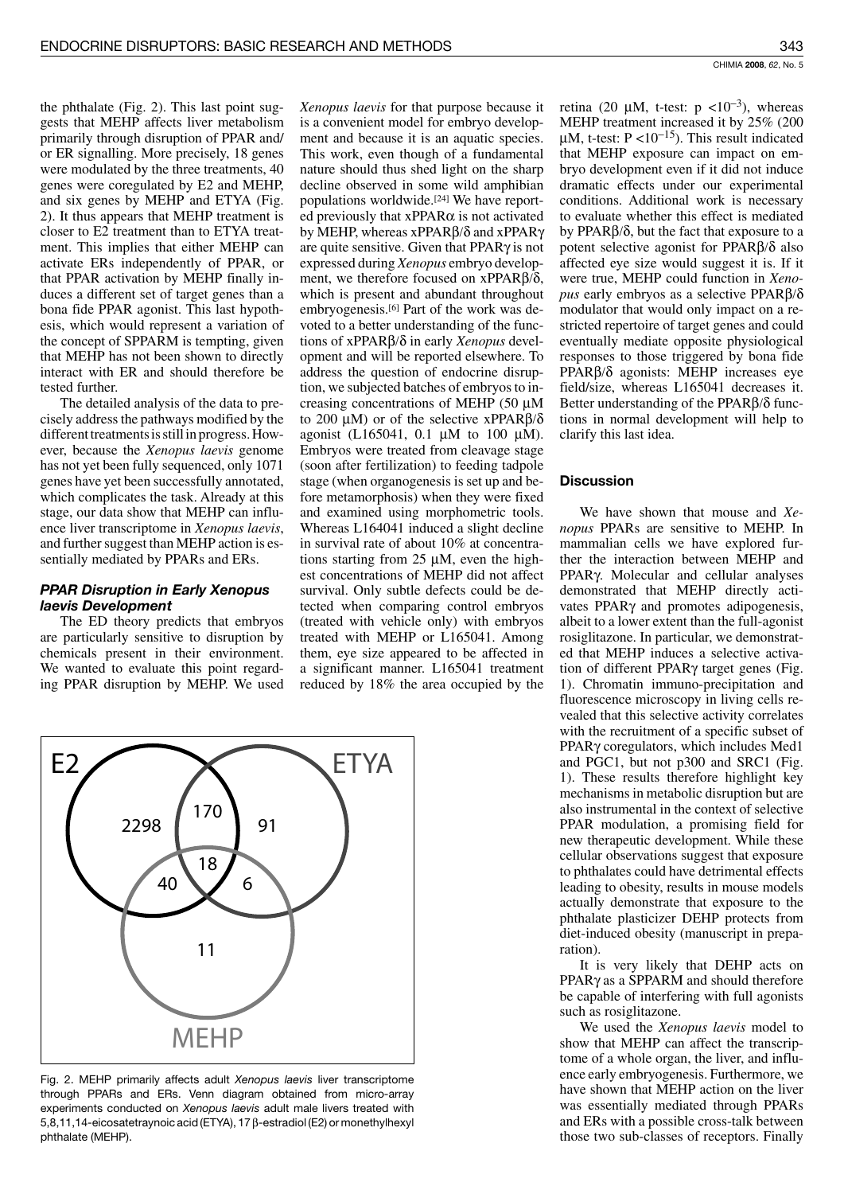the phthalate (Fig. 2). This last point suggests that MEHP affects liver metabolism primarily through disruption of PPAR and/or ER signalling. More precisely, 18 genes were modulated by the three treatments, 40 genes were coregulated by E2 and MEHP, and six genes by MEHP and ETYA (Fig. 2). It thus appears that MEHP treatment is closer to E2 treatment than to ETYA treatment. This implies that either MEHP can activate ERs independently of PPAR, or that PPAR activation by MEHP finally induces a different set of target genes than a bona fide PPAR agonist. This last hypothesis, which would represent a variation of the concept of SPPARM is tempting, given that MEHP has not been shown to directly interact with ER and should therefore be tested further.

The detailed analysis of the data to precisely address the pathways modified by the different treatments is still in progress. However, because the *Xenopus laevis* genome has not yet been fully sequenced, only 1071 genes have yet been successfully annotated, which complicates the task. Already at this stage, our data show that MEHP can influence liver transcriptome in *Xenopus laevis*, and further suggest than MEHP action is essentially mediated by PPARs and ERs.

### *PPAR Disruption in Early Xenopus laevis Development*

The ED theory predicts that embryos are particularly sensitive to disruption by chemicals present in their environment. We wanted to evaluate this point regarding PPAR disruption by MEHP. We used *Xenopus laevis* for that purpose because it is a convenient model for embryo development and because it is an aquatic species. This work, even though of a fundamental nature should thus shed light on the sharp decline observed in some wild amphibian populations worldwide.[24] We have reported previously that xPPARα is not activated by MEHP, whereas xPPARβ/δ and xPPARγ are quite sensitive. Given that PPARγ is not expressed during *Xenopus* embryo development, we therefore focused on xPPARβ/δ, which is present and abundant throughout embryogenesis.[6] Part of the work was devoted to a better understanding of the functions of xPPARβ/δ in early *Xenopus* development and will be reported elsewhere. To address the question of endocrine disruption, we subjected batches of embryos to increasing concentrations of MEHP (50 μM to 200 μM) or of the selective xPPARβ/δ agonist (L165041, 0.1 μM to 100 μM). Embryos were treated from cleavage stage (soon after fertilization) to feeding tadpole stage (when organogenesis is set up and before metamorphosis) when they were fixed and examined using morphometric tools. Whereas L164041 induced a slight decline in survival rate of about 10% at concentrations starting from 25 μM, even the highest concentrations of MEHP did not affect survival. Only subtle defects could be detected when comparing control embryos (treated with vehicle only) with embryos treated with MEHP or L165041. Among them, eye size appeared to be affected in a significant manner. L165041 treatment reduced by 18% the area occupied by the retina (20 μM, t-test: $p < 10^{-3}$), whereas MEHP treatment increased it by 25% (200 μM, t-test: $P < 10^{-15}$). This result indicated that MEHP exposure can impact on embryo development even if it did not induce dramatic effects under our experimental conditions. Additional work is necessary to evaluate whether this effect is mediated by PPARβ/δ, but the fact that exposure to a potent selective agonist for PPARβ/δ also affected eye size would suggest it is. If it were true, MEHP could function in *Xenopus* early embryos as a selective PPARβ/δ modulator that would only impact on a restricted repertoire of target genes and could eventually mediate opposite physiological responses to those triggered by bona fide PPARβ/δ agonists: MEHP increases eye field/size, whereas L165041 decreases it. Better understanding of the PPARβ/δ functions in normal development will help to clarify this last idea.

| Region | Number of genes |
|---|---|
| E2 only | 2298 |
| ETYA only | 91 |
| MEHP only | 11 |
| E2 ∩ ETYA | 170 |
| E2 ∩ MEHP | 40 |
| ETYA ∩ MEHP | 6 |
| E2 ∩ ETYA ∩ MEHP | 18 |

Fig. 2. MEHP primarily affects adult *Xenopus laevis* liver transcriptome through PPARs and ERs. Venn diagram obtained from micro-array experiments conducted on *Xenopus laevis* adult male livers treated with 5,8,11,14-eicosatetraynoic acid (ETYA), 17 β-estradiol (E2) or monethylhexyl phthalate (MEHP).

## Discussion

We have shown that mouse and *Xenopus* PPARs are sensitive to MEHP. In mammalian cells we have explored further the interaction between MEHP and PPARγ. Molecular and cellular analyses demonstrated that MEHP directly activates PPARγ and promotes adipogenesis, albeit to a lower extent than the full-agonist rosiglitazone. In particular, we demonstrated that MEHP induces a selective activation of different PPARγ target genes (Fig. 1). Chromatin immuno-precipitation and fluorescence microscopy in living cells revealed that this selective activity correlates with the recruitment of a specific subset of PPARγ coregulators, which includes Med1 and PGC1, but not p300 and SRC1 (Fig. 1). These results therefore highlight key mechanisms in metabolic disruption but are also instrumental in the context of selective PPAR modulation, a promising field for new therapeutic development. While these cellular observations suggest that exposure to phthalates could have detrimental effects leading to obesity, results in mouse models actually demonstrate that exposure to the phthalate plasticizer DEHP protects from diet-induced obesity (manuscript in preparation).

It is very likely that DEHP acts on PPARγ as a SPPARM and should therefore be capable of interfering with full agonists such as rosiglitazone.

We used the *Xenopus laevis* model to show that MEHP can affect the transcriptome of a whole organ, the liver, and influence early embryogenesis. Furthermore, we have shown that MEHP action on the liver was essentially mediated through PPARs and ERs with a possible cross-talk between those two sub-classes of receptors. Finally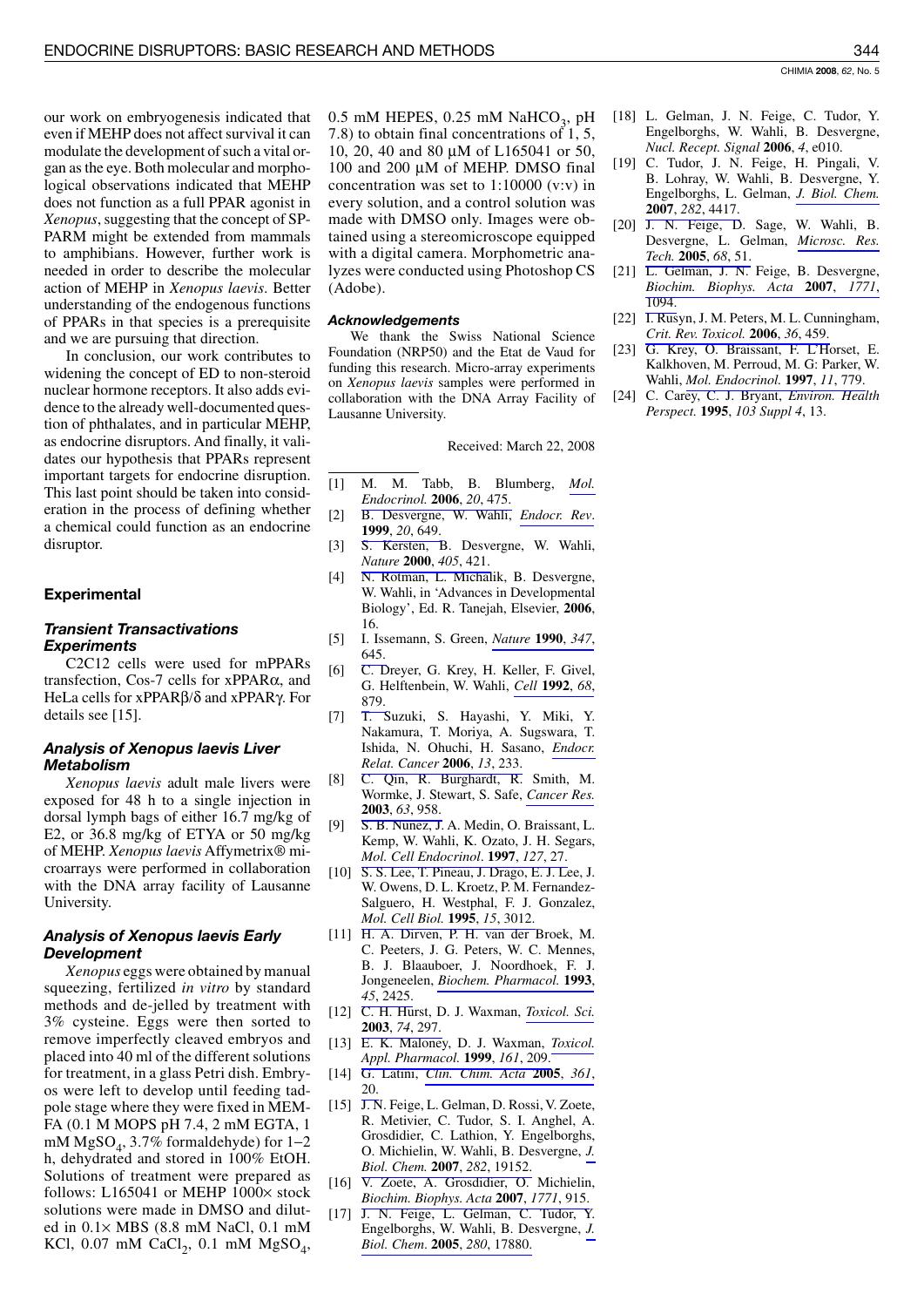our work on embryogenesis indicated that even if MEHP does not affect survival it can modulate the development of such a vital organ as the eye. Both molecular and morphological observations indicated that MEHP does not function as a full PPAR agonist in *Xenopus*, suggesting that the concept of SPPARM might be extended from mammals to amphibians. However, further work is needed in order to describe the molecular action of MEHP in *Xenopus laevis*. Better understanding of the endogenous functions of PPARs in that species is a prerequisite and we are pursuing that direction.

In conclusion, our work contributes to widening the concept of ED to non-steroid nuclear hormone receptors. It also adds evidence to the already well-documented question of phthalates, and in particular MEHP, as endocrine disruptors. And finally, it validates our hypothesis that PPARs represent important targets for endocrine disruption. This last point should be taken into consideration in the process of defining whether a chemical could function as an endocrine disruptor.

## Experimental

### Transient Transactivations Experiments

C2C12 cells were used for mPPARs transfection, Cos-7 cells for xPPARα, and HeLa cells for xPPARβ/δ and xPPARγ. For details see [15].

### Analysis of Xenopus laevis Liver Metabolism

*Xenopus laevis* adult male livers were exposed for 48 h to a single injection in dorsal lymph bags of either 16.7 mg/kg of E2, or 36.8 mg/kg of ETYA or 50 mg/kg of MEHP. *Xenopus laevis* Affymetrix® microarrays were performed in collaboration with the DNA array facility of Lausanne University.

### Analysis of Xenopus laevis Early Development

*Xenopus* eggs were obtained by manual squeezing, fertilized *in vitro* by standard methods and de-jelled by treatment with 3% cysteine. Eggs were then sorted to remove imperfectly cleaved embryos and placed into 40 ml of the different solutions for treatment, in a glass Petri dish. Embryos were left to develop until feeding tadpole stage where they were fixed in MEMFA (0.1 M MOPS pH 7.4, 2 mM EGTA, 1 mM $MgSO_4$, 3.7% formaldehyde) for 1–2 h, dehydrated and stored in 100% EtOH. Solutions of treatment were prepared as follows: L165041 or MEHP 1000× stock solutions were made in DMSO and diluted in 0.1× MBS (8.8 mM NaCl, 0.1 mM KCl, 0.07 mM $CaCl_2$, 0.1 mM $MgSO_4$, 0.5 mM HEPES, 0.25 mM $NaHCO_3$, pH 7.8) to obtain final concentrations of 1, 5, 10, 20, 40 and 80 μM of L165041 or 50, 100 and 200 μM of MEHP. DMSO final concentration was set to 1:10000 (v:v) in every solution, and a control solution was made with DMSO only. Images were obtained using a stereomicroscope equipped with a digital camera. Morphometric analyzes were conducted using Photoshop CS (Adobe).

### Acknowledgements

We thank the Swiss National Science Foundation (NRP50) and the Etat de Vaud for funding this research. Micro-array experiments on *Xenopus laevis* samples were performed in collaboration with the DNA Array Facility of Lausanne University.

Received: March 22, 2008

[1] M. M. Tabb, B. Blumberg, *Mol. Endocrinol.* **2006**, *20*, 475.
[2] B. Desvergne, W. Wahli, *Endocr. Rev*. **1999**, *20*, 649.
[3] S. Kersten, B. Desvergne, W. Wahli, *Nature* **2000**, *405*, 421.
[4] N. Rotman, L. Michalik, B. Desvergne, W. Wahli, in 'Advances in Developmental Biology', Ed. R. Tanejah, Elsevier, **2006**, 16.
[5] I. Issemann, S. Green, *Nature* **1990**, *347*, 645.
[6] C. Dreyer, G. Krey, H. Keller, F. Givel, G. Helftenbein, W. Wahli, *Cell* **1992**, *68*, 879.
[7] T. Suzuki, S. Hayashi, Y. Miki, Y. Nakamura, T. Moriya, A. Sugswara, T. Ishida, N. Ohuchi, H. Sasano, *Endocr. Relat. Cancer* **2006**, *13*, 233.
[8] C. Qin, R. Burghardt, R. Smith, M. Wormke, J. Stewart, S. Safe, *Cancer Res.* **2003**, *63*, 958.
[9] S. B. Nunez, J. A. Medin, O. Braissant, L. Kemp, W. Wahli, K. Ozato, J. H. Segars, *Mol. Cell Endocrinol*. **1997**, *127*, 27.
[10] S. S. Lee, T. Pineau, J. Drago, E. J. Lee, J. W. Owens, D. L. Kroetz, P. M. Fernandez-Salguero, H. Westphal, F. J. Gonzalez, *Mol. Cell Biol.* **1995**, *15*, 3012.
[11] H. A. Dirven, P. H. van der Broek, M. C. Peeters, J. G. Peters, W. C. Mennes, B. J. Blaauboer, J. Noordhoek, F. J. Jongeneelen, *Biochem. Pharmacol.* **1993**, *45*, 2425.
[12] C. H. Hurst, D. J. Waxman, *Toxicol. Sci.* **2003**, *74*, 297.
[13] E. K. Maloney, D. J. Waxman, *Toxicol. Appl. Pharmacol.* **1999**, *161*, 209.
[14] G. Latini, *Clin. Chim. Acta* **2005**, *361*, 20.
[15] J. N. Feige, L. Gelman, D. Rossi, V. Zoete, R. Metivier, C. Tudor, S. I. Anghel, A. Grosdidier, C. Lathion, Y. Engelborghs, O. Michielin, W. Wahli, B. Desvergne, *J. Biol. Chem.* **2007**, *282*, 19152.
[16] V. Zoete, A. Grosdidier, O. Michielin, *Biochim. Biophys. Acta* **2007**, *1771*, 915.
[17] J. N. Feige, L. Gelman, C. Tudor, Y. Engelborghs, W. Wahli, B. Desvergne, *J. Biol. Chem*. **2005**, *280*, 17880.
[18] L. Gelman, J. N. Feige, C. Tudor, Y. Engelborghs, W. Wahli, B. Desvergne, *Nucl. Recept. Signal* **2006**, *4*, e010.
[19] C. Tudor, J. N. Feige, H. Pingali, V. B. Lohray, W. Wahli, B. Desvergne, Y. Engelborghs, L. Gelman, *J. Biol. Chem.* **2007**, *282*, 4417.
[20] J. N. Feige, D. Sage, W. Wahli, B. Desvergne, L. Gelman, *Microsc. Res. Tech.* **2005**, *68*, 51.
[21] L. Gelman, J. N. Feige, B. Desvergne, *Biochim. Biophys. Acta* **2007**, *1771*, 1094.
[22] I. Rusyn, J. M. Peters, M. L. Cunningham, *Crit. Rev. Toxicol.* **2006**, *36*, 459.
[23] G. Krey, O. Braissant, F. L'Horset, E. Kalkhoven, M. Perroud, M. G: Parker, W. Wahli, *Mol. Endocrinol.* **1997**, *11*, 779.
[24] C. Carey, C. J. Bryant, *Environ. Health Perspect.* **1995**, *103 Suppl 4*, 13.